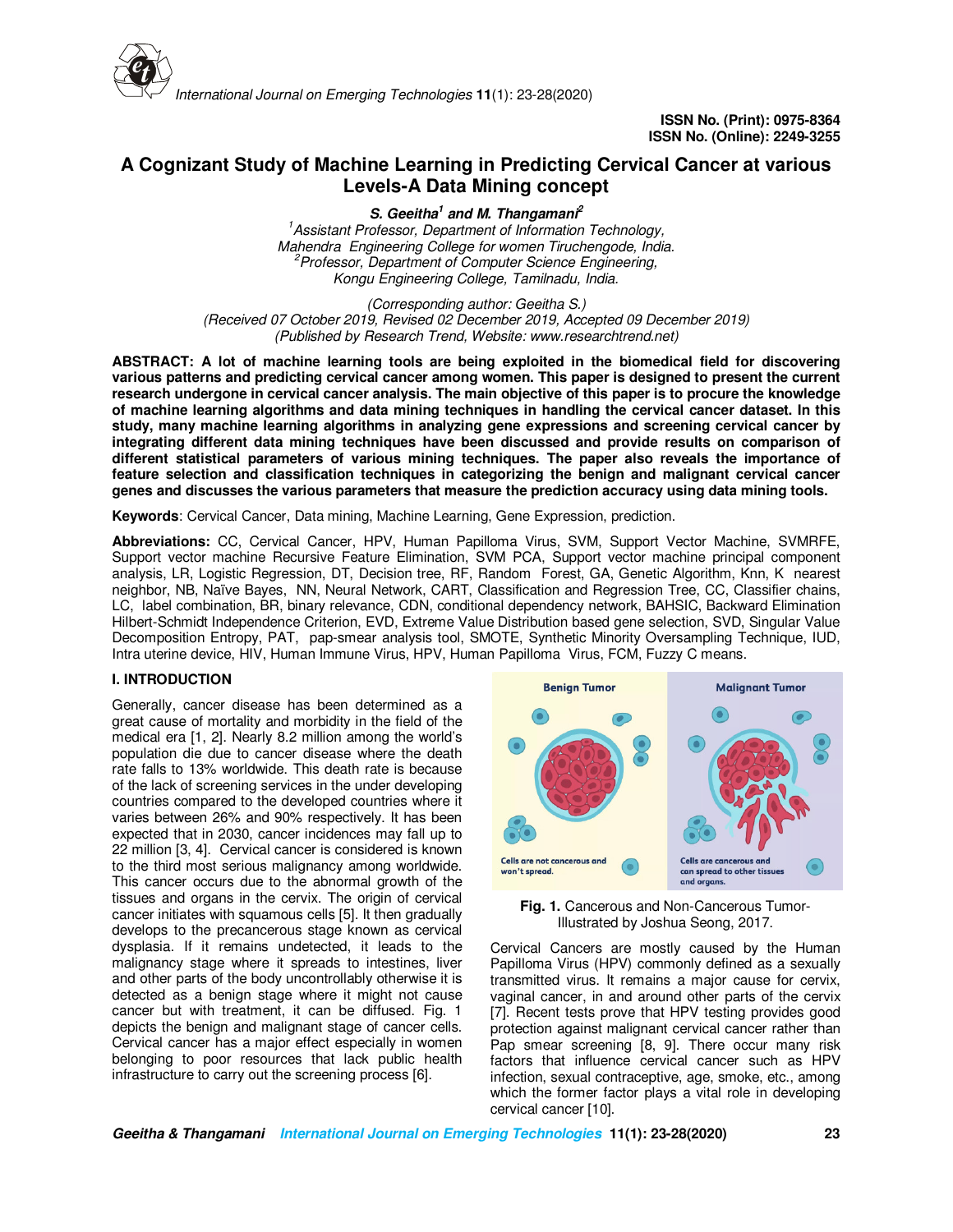ISSN No. (Print): 0975-8364
ISSN No. (Online): 2249-3255

# A Cognizant Study of Machine Learning in Predicting Cervical Cancer at various Levels-A Data Mining concept

***S. Geeitha[1] and M. Thangamani[2]***

*[1]Assistant Professor, Department of Information Technology, Mahendra Engineering College for women Tiruchengode, India.*
*[2]Professor, Department of Computer Science Engineering, Kongu Engineering College, Tamilnadu, India.*

*(Corresponding author: Geeitha S.)*
*(Received 07 October 2019, Revised 02 December 2019, Accepted 09 December 2019)*
*(Published by Research Trend, Website: www.researchtrend.net)*

**ABSTRACT: A lot of machine learning tools are being exploited in the biomedical field for discovering various patterns and predicting cervical cancer among women. This paper is designed to present the current research undergone in cervical cancer analysis. The main objective of this paper is to procure the knowledge of machine learning algorithms and data mining techniques in handling the cervical cancer dataset. In this study, many machine learning algorithms in analyzing gene expressions and screening cervical cancer by integrating different data mining techniques have been discussed and provide results on comparison of different statistical parameters of various mining techniques. The paper also reveals the importance of feature selection and classification techniques in categorizing the benign and malignant cervical cancer genes and discusses the various parameters that measure the prediction accuracy using data mining tools.**

**Keywords**: Cervical Cancer, Data mining, Machine Learning, Gene Expression, prediction.

**Abbreviations:** CC, Cervical Cancer, HPV, Human Papilloma Virus, SVM, Support Vector Machine, SVMRFE, Support vector machine Recursive Feature Elimination, SVM PCA, Support vector machine principal component analysis, LR, Logistic Regression, DT, Decision tree, RF, Random Forest, GA, Genetic Algorithm, Knn, K nearest neighbor, NB, Naïve Bayes, NN, Neural Network, CART, Classification and Regression Tree, CC, Classifier chains, LC, label combination, BR, binary relevance, CDN, conditional dependency network, BAHSIC, Backward Elimination Hilbert-Schmidt Independence Criterion, EVD, Extreme Value Distribution based gene selection, SVD, Singular Value Decomposition Entropy, PAT, pap-smear analysis tool, SMOTE, Synthetic Minority Oversampling Technique, IUD, Intra uterine device, HIV, Human Immune Virus, HPV, Human Papilloma Virus, FCM, Fuzzy C means.

## I. INTRODUCTION

Generally, cancer disease has been determined as a great cause of mortality and morbidity in the field of the medical era [1, 2]. Nearly 8.2 million among the world's population die due to cancer disease where the death rate falls to 13% worldwide. This death rate is because of the lack of screening services in the under developing countries compared to the developed countries where it varies between 26% and 90% respectively. It has been expected that in 2030, cancer incidences may fall up to 22 million [3, 4]. Cervical cancer is considered is known to the third most serious malignancy among worldwide. This cancer occurs due to the abnormal growth of the tissues and organs in the cervix. The origin of cervical cancer initiates with squamous cells [5]. It then gradually develops to the precancerous stage known as cervical dysplasia. If it remains undetected, it leads to the malignancy stage where it spreads to intestines, liver and other parts of the body uncontrollably otherwise it is detected as a benign stage where it might not cause cancer but with treatment, it can be diffused. Fig. 1 depicts the benign and malignant stage of cancer cells. Cervical cancer has a major effect especially in women belonging to poor resources that lack public health infrastructure to carry out the screening process [6].

**Fig. 1.** Cancerous and Non-Cancerous Tumor-Illustrated by Joshua Seong, 2017.

Cervical Cancers are mostly caused by the Human Papilloma Virus (HPV) commonly defined as a sexually transmitted virus. It remains a major cause for cervix, vaginal cancer, in and around other parts of the cervix [7]. Recent tests prove that HPV testing provides good protection against malignant cervical cancer rather than Pap smear screening [8, 9]. There occur many risk factors that influence cervical cancer such as HPV infection, sexual contraceptive, age, smoke, etc., among which the former factor plays a vital role in developing cervical cancer [10].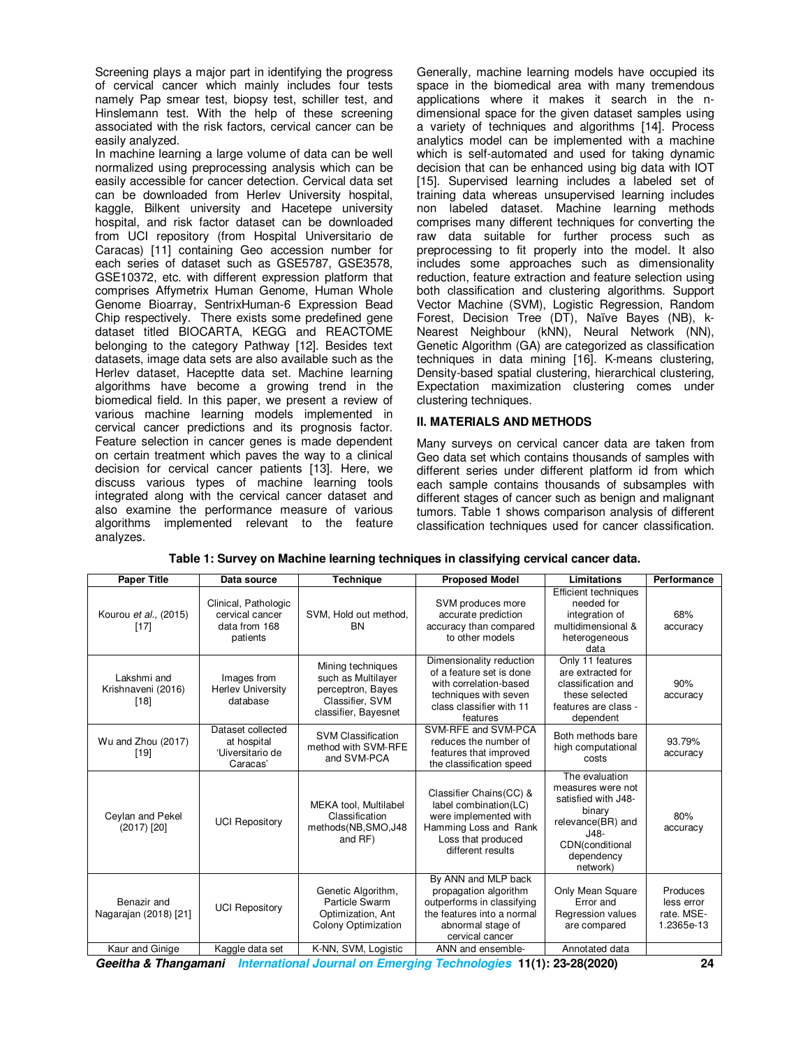Screening plays a major part in identifying the progress of cervical cancer which mainly includes four tests namely Pap smear test, biopsy test, schiller test, and Hinslemann test. With the help of these screening associated with the risk factors, cervical cancer can be easily analyzed.

In machine learning a large volume of data can be well normalized using preprocessing analysis which can be easily accessible for cancer detection. Cervical data set can be downloaded from Herlev University hospital, kaggle, Bilkent university and Hacetepe university hospital, and risk factor dataset can be downloaded from UCI repository (from Hospital Universitario de Caracas) [11] containing Geo accession number for each series of dataset such as GSE5787, GSE3578, GSE10372, etc. with different expression platform that comprises Affymetrix Human Genome, Human Whole Genome Bioarray, SentrixHuman-6 Expression Bead Chip respectively. There exists some predefined gene dataset titled BIOCARTA, KEGG and REACTOME belonging to the category Pathway [12]. Besides text datasets, image data sets are also available such as the Herlev dataset, Haceptte data set. Machine learning algorithms have become a growing trend in the biomedical field. In this paper, we present a review of various machine learning models implemented in cervical cancer predictions and its prognosis factor. Feature selection in cancer genes is made dependent on certain treatment which paves the way to a clinical decision for cervical cancer patients [13]. Here, we discuss various types of machine learning tools integrated along with the cervical cancer dataset and also examine the performance measure of various algorithms implemented relevant to the feature analyzes.

Generally, machine learning models have occupied its space in the biomedical area with many tremendous applications where it makes it search in the n-dimensional space for the given dataset samples using a variety of techniques and algorithms [14]. Process analytics model can be implemented with a machine which is self-automated and used for taking dynamic decision that can be enhanced using big data with IOT [15]. Supervised learning includes a labeled set of training data whereas unsupervised learning includes non labeled dataset. Machine learning methods comprises many different techniques for converting the raw data suitable for further process such as preprocessing to fit properly into the model. It also includes some approaches such as dimensionality reduction, feature extraction and feature selection using both classification and clustering algorithms. Support Vector Machine (SVM), Logistic Regression, Random Forest, Decision Tree (DT), Naïve Bayes (NB), k-Nearest Neighbour (kNN), Neural Network (NN), Genetic Algorithm (GA) are categorized as classification techniques in data mining [16]. K-means clustering, Density-based spatial clustering, hierarchical clustering, Expectation maximization clustering comes under clustering techniques.

## II. MATERIALS AND METHODS

Many surveys on cervical cancer data are taken from Geo data set which contains thousands of samples with different series under different platform id from which each sample contains thousands of subsamples with different stages of cancer such as benign and malignant tumors. Table 1 shows comparison analysis of different classification techniques used for cancer classification.

**Table 1: Survey on Machine learning techniques in classifying cervical cancer data.**

| Paper Title | Data source | Technique | Proposed Model | Limitations | Performance |
|---|---|---|---|---|---|
| Kourou *et al.,* (2015) [17] | Clinical, Pathologic cervical cancer data from 168 patients | SVM, Hold out method, BN | SVM produces more accurate prediction accuracy than compared to other models | Efficient techniques needed for integration of multidimensional & heterogeneous data | 68% accuracy |
| Lakshmi and Krishnaveni (2016) [18] | Images from Herlev University database | Mining techniques such as Multilayer perceptron, Bayes Classifier, SVM classifier, Bayesnet | Dimensionality reduction of a feature set is done with correlation-based techniques with seven class classifier with 11 features | Only 11 features are extracted for classification and these selected features are class - dependent | 90% accuracy |
| Wu and Zhou (2017) [19] | Dataset collected at hospital 'Uiversitario de Caracas' | SVM Classification method with SVM-RFE and SVM-PCA | SVM-RFE and SVM-PCA reduces the number of features that improved the classification speed | Both methods bare high computational costs | 93.79% accuracy |
| Ceylan and Pekel (2017) [20] | UCI Repository | MEKA tool, Multilabel Classification methods(NB,SMO,J48 and RF) | Classifier Chains(CC) & label combination(LC) were implemented with Hamming Loss and Rank Loss that produced different results | The evaluation measures were not satisfied with J48-binary relevance(BR) and J48-CDN(conditional dependency network) | 80% accuracy |
| Benazir and Nagarajan (2018) [21] | UCI Repository | Genetic Algorithm, Particle Swarm Optimization, Ant Colony Optimization | By ANN and MLP back propagation algorithm outperforms in classifying the features into a normal abnormal stage of cervical cancer | Only Mean Square Error and Regression values are compared | Produces less error rate. MSE-1.2365e-13 |
| Kaur and Ginige | Kaggle data set | K-NN, SVM, Logistic | ANN and ensemble- | Annotated data | |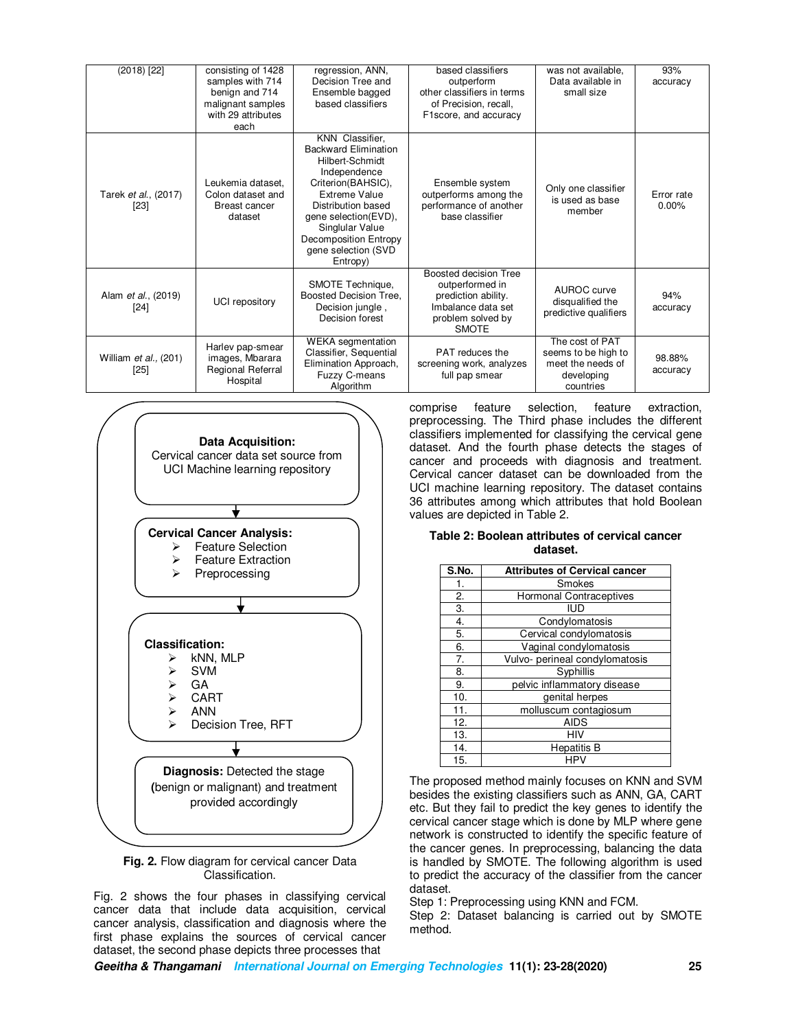| (2018) [22] | consisting of 1428 samples with 714 benign and 714 malignant samples with 29 attributes each | regression, ANN, Decision Tree and Ensemble bagged based classifiers | based classifiers outperform other classifiers in terms of Precision, recall, F1score, and accuracy | was not available, Data available in small size | 93% accuracy |
|---|---|---|---|---|---|
| Tarek *et al.*, (2017) [23] | Leukemia dataset, Colon dataset and Breast cancer dataset | KNN Classifier, Backward Elimination Hilbert-Schmidt Independence Criterion(BAHSIC), Extreme Value Distribution based gene selection(EVD), Singlular Value Decomposition Entropy gene selection (SVD Entropy) | Ensemble system outperforms among the performance of another base classifier | Only one classifier is used as base member | Error rate 0.00% |
| Alam *et al.*, (2019) [24] | UCI repository | SMOTE Technique, Boosted Decision Tree, Decision jungle , Decision forest | Boosted decision Tree outperformed in prediction ability. Imbalance data set problem solved by SMOTE | AUROC curve disqualified the predictive qualifiers | 94% accuracy |
| William *et al.*, (201) [25] | Harlev pap-smear images, Mbarara Regional Referral Hospital | WEKA segmentation Classifier, Sequential Elimination Approach, Fuzzy C-means Algorithm | PAT reduces the screening work, analyzes full pap smear | The cost of PAT seems to be high to meet the needs of developing countries | 98.88% accuracy |

**Data Acquisition:** Cervical cancer data set source from UCI Machine learning repository

↓

**Cervical Cancer Analysis:**
- Feature Selection
- Feature Extraction
- Preprocessing

↓

**Classification:**
- kNN, MLP
- SVM
- GA
- CART
- ANN
- Decision Tree, RFT

↓

**Diagnosis:** Detected the stage (benign or malignant) and treatment provided accordingly

**Fig. 2.** Flow diagram for cervical cancer Data Classification.

Fig. 2 shows the four phases in classifying cervical cancer data that include data acquisition, cervical cancer analysis, classification and diagnosis where the first phase explains the sources of cervical cancer dataset, the second phase depicts three processes that comprise feature selection, feature extraction, preprocessing. The Third phase includes the different classifiers implemented for classifying the cervical gene dataset. And the fourth phase detects the stages of cancer and proceeds with diagnosis and treatment. Cervical cancer dataset can be downloaded from the UCI machine learning repository. The dataset contains 36 attributes among which attributes that hold Boolean values are depicted in Table 2.

**Table 2: Boolean attributes of cervical cancer dataset.**

| S.No. | Attributes of Cervical cancer |
|---|---|
| 1. | Smokes |
| 2. | Hormonal Contraceptives |
| 3. | IUD |
| 4. | Condylomatosis |
| 5. | Cervical condylomatosis |
| 6. | Vaginal condylomatosis |
| 7. | Vulvo- perineal condylomatosis |
| 8. | Syphillis |
| 9. | pelvic inflammatory disease |
| 10. | genital herpes |
| 11. | molluscum contagiosum |
| 12. | AIDS |
| 13. | HIV |
| 14. | Hepatitis B |
| 15. | HPV |

The proposed method mainly focuses on KNN and SVM besides the existing classifiers such as ANN, GA, CART etc. But they fail to predict the key genes to identify the cervical cancer stage which is done by MLP where gene network is constructed to identify the specific feature of the cancer genes. In preprocessing, balancing the data is handled by SMOTE. The following algorithm is used to predict the accuracy of the classifier from the cancer dataset.

Step 1: Preprocessing using KNN and FCM.

Step 2: Dataset balancing is carried out by SMOTE method.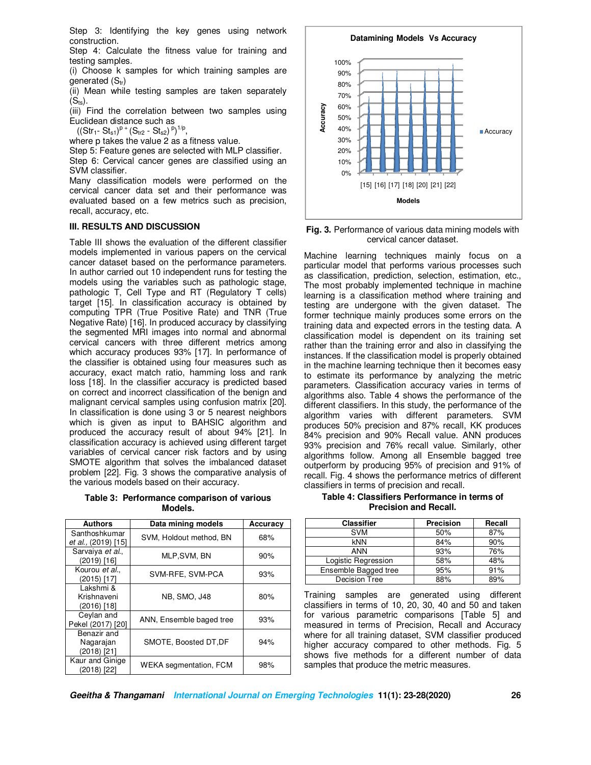Step 3: Identifying the key genes using network construction.
Step 4: Calculate the fitness value for training and testing samples.
(i) Choose k samples for which training samples are generated ($S_{tr}$)
(ii) Mean while testing samples are taken separately ($S_{ts}$).
(iii) Find the correlation between two samples using Euclidean distance such as

$((Str_1 - St_{s1})^p + (S_{tr2} - St_{s2})^p)^{1/p}$,

where p takes the value 2 as a fitness value.
Step 5: Feature genes are selected with MLP classifier.
Step 6: Cervical cancer genes are classified using an SVM classifier.
Many classification models were performed on the cervical cancer data set and their performance was evaluated based on a few metrics such as precision, recall, accuracy, etc.

## III. RESULTS AND DISCUSSION

Table III shows the evaluation of the different classifier models implemented in various papers on the cervical cancer dataset based on the performance parameters. In author carried out 10 independent runs for testing the models using the variables such as pathologic stage, pathologic T, Cell Type and RT (Regulatory T cells) target [15]. In classification accuracy is obtained by computing TPR (True Positive Rate) and TNR (True Negative Rate) [16]. In produced accuracy by classifying the segmented MRI images into normal and abnormal cervical cancers with three different metrics among which accuracy produces 93% [17]. In performance of the classifier is obtained using four measures such as accuracy, exact match ratio, hamming loss and rank loss [18]. In the classifier accuracy is predicted based on correct and incorrect classification of the benign and malignant cervical samples using confusion matrix [20]. In classification is done using 3 or 5 nearest neighbors which is given as input to BAHSIC algorithm and produced the accuracy result of about 94% [21]. In classification accuracy is achieved using different target variables of cervical cancer risk factors and by using SMOTE algorithm that solves the imbalanced dataset problem [22]. Fig. 3 shows the comparative analysis of the various models based on their accuracy.

**Table 3: Performance comparison of various Models.**

| Authors | Data mining models | Accuracy |
|---|---|---|
| Santhoshkumar *et al.*, (2019) [15] | SVM, Holdout method, BN | 68% |
| Sarvaiya *et al.*, (2019) [16] | MLP,SVM, BN | 90% |
| Kourou *et al.*, (2015) [17] | SVM-RFE, SVM-PCA | 93% |
| Lakshmi & Krishnaveni (2016) [18] | NB, SMO, J48 | 80% |
| Ceylan and Pekel (2017) [20] | ANN, Ensemble baged tree | 93% |
| Benazir and Nagarajan (2018) [21] | SMOTE, Boosted DT,DF | 94% |
| Kaur and Ginige (2018) [22] | WEKA segmentation, FCM | 98% |

**Fig. 3.** Performance of various data mining models with cervical cancer dataset.

Machine learning techniques mainly focus on a particular model that performs various processes such as classification, prediction, selection, estimation, etc., The most probably implemented technique in machine learning is a classification method where training and testing are undergone with the given dataset. The former technique mainly produces some errors on the training data and expected errors in the testing data. A classification model is dependent on its training set rather than the training error and also in classifying the instances. If the classification model is properly obtained in the machine learning technique then it becomes easy to estimate its performance by analyzing the metric parameters. Classification accuracy varies in terms of algorithms also. Table 4 shows the performance of the different classifiers. In this study, the performance of the algorithm varies with different parameters. SVM produces 50% precision and 87% recall, KK produces 84% precision and 90% Recall value. ANN produces 93% precision and 76% recall value. Similarly, other algorithms follow. Among all Ensemble bagged tree outperform by producing 95% of precision and 91% of recall. Fig. 4 shows the performance metrics of different classifiers in terms of precision and recall.

**Table 4: Classifiers Performance in terms of Precision and Recall.**

| Classifier | Precision | Recall |
|---|---|---|
| SVM | 50% | 87% |
| kNN | 84% | 90% |
| ANN | 93% | 76% |
| Logistic Regression | 58% | 48% |
| Ensemble Bagged tree | 95% | 91% |
| Decision Tree | 88% | 89% |

Training samples are generated using different classifiers in terms of 10, 20, 30, 40 and 50 and taken for various parametric comparisons [Table 5] and measured in terms of Precision, Recall and Accuracy where for all training dataset, SVM classifier produced higher accuracy compared to other methods. Fig. 5 shows five methods for a different number of data samples that produce the metric measures.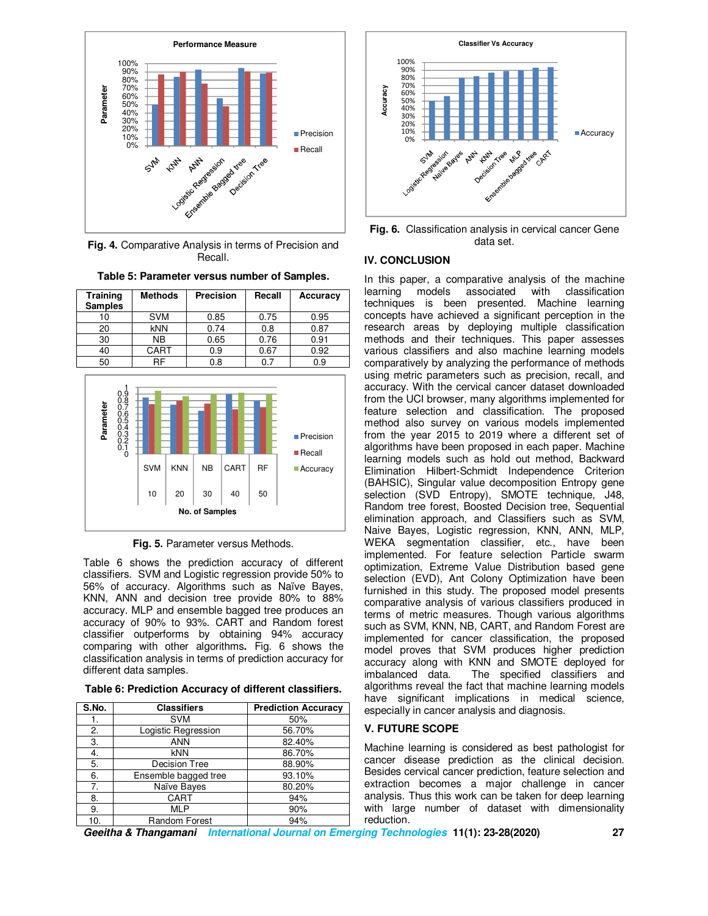Fig. 4. Comparative Analysis in terms of Precision and Recall.

**Table 5: Parameter versus number of Samples.**

| Training Samples | Methods | Precision | Recall | Accuracy |
|---|---|---|---|---|
| 10 | SVM | 0.85 | 0.75 | 0.95 |
| 20 | kNN | 0.74 | 0.8 | 0.87 |
| 30 | NB | 0.65 | 0.76 | 0.91 |
| 40 | CART | 0.9 | 0.67 | 0.92 |
| 50 | RF | 0.8 | 0.7 | 0.9 |

Fig. 5. Parameter versus Methods.

Table 6 shows the prediction accuracy of different classifiers. SVM and Logistic regression provide 50% to 56% of accuracy. Algorithms such as Naïve Bayes, KNN, ANN and decision tree provide 80% to 88% accuracy. MLP and ensemble bagged tree produces an accuracy of 90% to 93%. CART and Random forest classifier outperforms by obtaining 94% accuracy comparing with other algorithms**.** Fig. 6 shows the classification analysis in terms of prediction accuracy for different data samples.

**Table 6: Prediction Accuracy of different classifiers.**

| S.No. | Classifiers | Prediction Accuracy |
|---|---|---|
| 1. | SVM | 50% |
| 2. | Logistic Regression | 56.70% |
| 3. | ANN | 82.40% |
| 4. | kNN | 86.70% |
| 5. | Decision Tree | 88.90% |
| 6. | Ensemble bagged tree | 93.10% |
| 7. | Naïve Bayes | 80.20% |
| 8. | CART | 94% |
| 9. | MLP | 90% |
| 10. | Random Forest | 94% |

Fig. 6. Classification analysis in cervical cancer Gene data set.

## IV. CONCLUSION

In this paper, a comparative analysis of the machine learning models associated with classification techniques is been presented. Machine learning concepts have achieved a significant perception in the research areas by deploying multiple classification methods and their techniques. This paper assesses various classifiers and also machine learning models comparatively by analyzing the performance of methods using metric parameters such as precision, recall, and accuracy. With the cervical cancer dataset downloaded from the UCI browser, many algorithms implemented for feature selection and classification. The proposed method also survey on various models implemented from the year 2015 to 2019 where a different set of algorithms have been proposed in each paper. Machine learning models such as hold out method, Backward Elimination Hilbert-Schmidt Independence Criterion (BAHSIC), Singular value decomposition Entropy gene selection (SVD Entropy), SMOTE technique, J48, Random tree forest, Boosted Decision tree, Sequential elimination approach, and Classifiers such as SVM, Naive Bayes, Logistic regression, KNN, ANN, MLP, WEKA segmentation classifier, etc., have been implemented. For feature selection Particle swarm optimization, Extreme Value Distribution based gene selection (EVD), Ant Colony Optimization have been furnished in this study. The proposed model presents comparative analysis of various classifiers produced in terms of metric measures. Though various algorithms such as SVM, KNN, NB, CART, and Random Forest are implemented for cancer classification, the proposed model proves that SVM produces higher prediction accuracy along with KNN and SMOTE deployed for imbalanced data. The specified classifiers and algorithms reveal the fact that machine learning models have significant implications in medical science, especially in cancer analysis and diagnosis.

## V. FUTURE SCOPE

Machine learning is considered as best pathologist for cancer disease prediction as the clinical decision. Besides cervical cancer prediction, feature selection and extraction becomes a major challenge in cancer analysis. Thus this work can be taken for deep learning with large number of dataset with dimensionality reduction.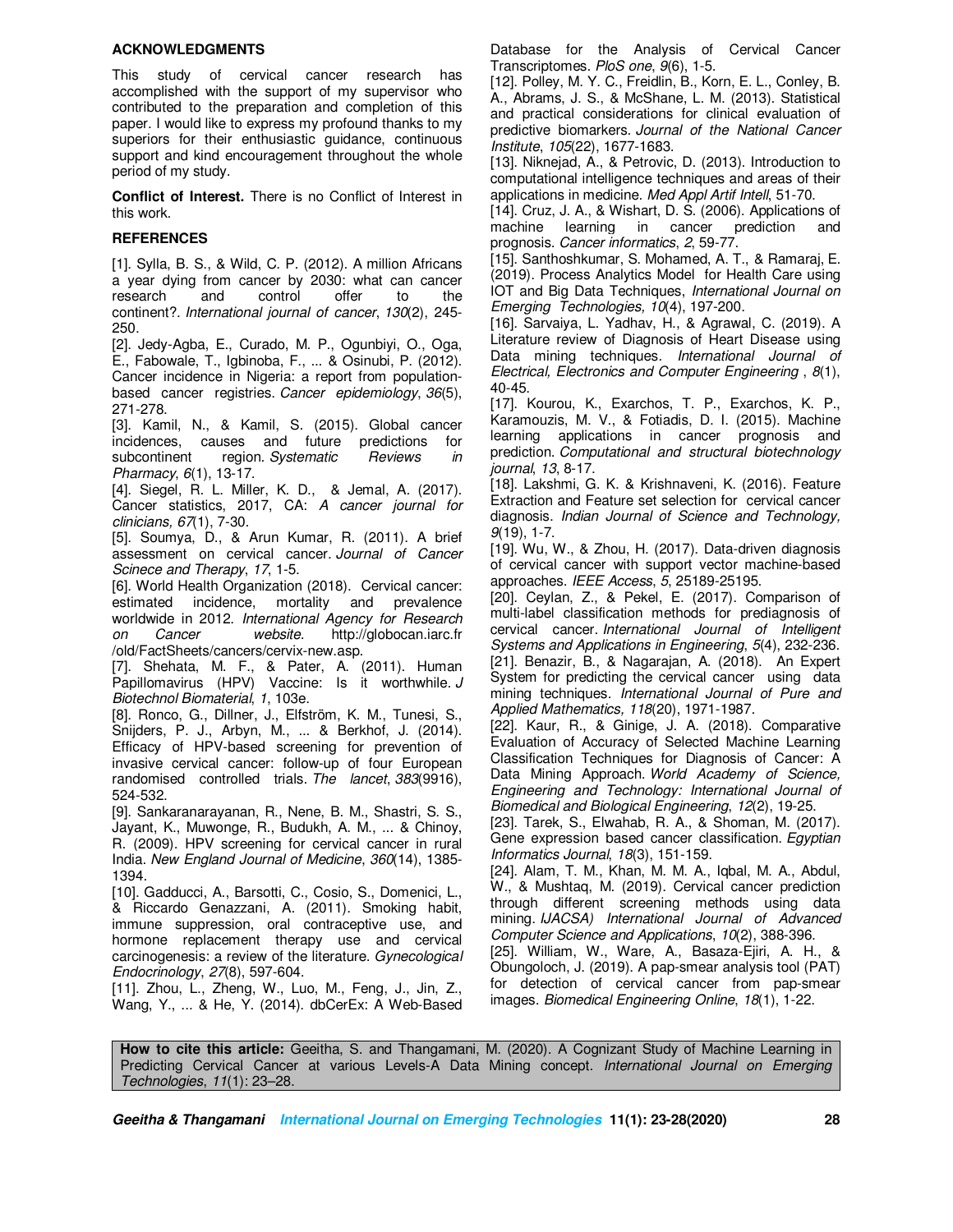## ACKNOWLEDGMENTS

This study of cervical cancer research has accomplished with the support of my supervisor who contributed to the preparation and completion of this paper. I would like to express my profound thanks to my superiors for their enthusiastic guidance, continuous support and kind encouragement throughout the whole period of my study.

**Conflict of Interest.** There is no Conflict of Interest in this work.

## REFERENCES

[1]. Sylla, B. S., & Wild, C. P. (2012). A million Africans a year dying from cancer by 2030: what can cancer research and control offer to the continent?. *International journal of cancer*, *130*(2), 245-250.

[2]. Jedy-Agba, E., Curado, M. P., Ogunbiyi, O., Oga, E., Fabowale, T., Igbinoba, F., ... & Osinubi, P. (2012). Cancer incidence in Nigeria: a report from population-based cancer registries. *Cancer epidemiology*, *36*(5), 271-278.

[3]. Kamil, N., & Kamil, S. (2015). Global cancer incidences, causes and future predictions for subcontinent region. *Systematic Reviews in Pharmacy*, *6*(1), 13-17.

[4]. Siegel, R. L. Miller, K. D., & Jemal, A. (2017). Cancer statistics, 2017, CA: *A cancer journal for clinicians, 67*(1), 7-30.

[5]. Soumya, D., & Arun Kumar, R. (2011). A brief assessment on cervical cancer. *Journal of Cancer Scinece and Therapy*, *17*, 1-5.

[6]. World Health Organization (2018). Cervical cancer: estimated incidence, mortality and prevalence worldwide in 2012. *International Agency for Research on Cancer website*. http://globocan.iarc.fr /old/FactSheets/cancers/cervix-new.asp.

[7]. Shehata, M. F., & Pater, A. (2011). Human Papillomavirus (HPV) Vaccine: Is it worthwhile. *J Biotechnol Biomaterial*, *1*, 103e.

[8]. Ronco, G., Dillner, J., Elfström, K. M., Tunesi, S., Snijders, P. J., Arbyn, M., ... & Berkhof, J. (2014). Efficacy of HPV-based screening for prevention of invasive cervical cancer: follow-up of four European randomised controlled trials. *The lancet*, *383*(9916), 524-532.

[9]. Sankaranarayanan, R., Nene, B. M., Shastri, S. S., Jayant, K., Muwonge, R., Budukh, A. M., ... & Chinoy, R. (2009). HPV screening for cervical cancer in rural India. *New England Journal of Medicine*, *360*(14), 1385-1394.

[10]. Gadducci, A., Barsotti, C., Cosio, S., Domenici, L., & Riccardo Genazzani, A. (2011). Smoking habit, immune suppression, oral contraceptive use, and hormone replacement therapy use and cervical carcinogenesis: a review of the literature. *Gynecological Endocrinology*, *27*(8), 597-604.

[11]. Zhou, L., Zheng, W., Luo, M., Feng, J., Jin, Z., Wang, Y., ... & He, Y. (2014). dbCerEx: A Web-Based Database for the Analysis of Cervical Cancer Transcriptomes. *PloS one*, *9*(6), 1-5.

[12]. Polley, M. Y. C., Freidlin, B., Korn, E. L., Conley, B. A., Abrams, J. S., & McShane, L. M. (2013). Statistical and practical considerations for clinical evaluation of predictive biomarkers. *Journal of the National Cancer Institute*, *105*(22), 1677-1683.

[13]. Niknejad, A., & Petrovic, D. (2013). Introduction to computational intelligence techniques and areas of their applications in medicine. *Med Appl Artif Intell*, 51-70.

[14]. Cruz, J. A., & Wishart, D. S. (2006). Applications of machine learning in cancer prediction and prognosis. *Cancer informatics*, *2*, 59-77.

[15]. Santhoshkumar, S. Mohamed, A. T., & Ramaraj, E. (2019). Process Analytics Model for Health Care using IOT and Big Data Techniques, *International Journal on Emerging Technologies, 10*(4), 197-200.

[16]. Sarvaiya, L. Yadhav, H., & Agrawal, C. (2019). A Literature review of Diagnosis of Heart Disease using Data mining techniques. *International Journal of Electrical, Electronics and Computer Engineering* , *8*(1), 40-45.

[17]. Kourou, K., Exarchos, T. P., Exarchos, K. P., Karamouzis, M. V., & Fotiadis, D. I. (2015). Machine learning applications in cancer prognosis and prediction. *Computational and structural biotechnology journal*, *13*, 8-17.

[18]. Lakshmi, G. K. & Krishnaveni, K. (2016). Feature Extraction and Feature set selection for cervical cancer diagnosis. *Indian Journal of Science and Technology, 9*(19), 1-7.

[19]. Wu, W., & Zhou, H. (2017). Data-driven diagnosis of cervical cancer with support vector machine-based approaches. *IEEE Access*, *5*, 25189-25195.

[20]. Ceylan, Z., & Pekel, E. (2017). Comparison of multi-label classification methods for prediagnosis of cervical cancer. *International Journal of Intelligent Systems and Applications in Engineering*, *5*(4), 232-236.

[21]. Benazir, B., & Nagarajan, A. (2018). An Expert System for predicting the cervical cancer using data mining techniques. *International Journal of Pure and Applied Mathematics, 118*(20), 1971-1987.

[22]. Kaur, R., & Ginige, J. A. (2018). Comparative Evaluation of Accuracy of Selected Machine Learning Classification Techniques for Diagnosis of Cancer: A Data Mining Approach. *World Academy of Science, Engineering and Technology: International Journal of Biomedical and Biological Engineering*, *12*(2), 19-25.

[23]. Tarek, S., Elwahab, R. A., & Shoman, M. (2017). Gene expression based cancer classification. *Egyptian Informatics Journal*, *18*(3), 151-159.

[24]. Alam, T. M., Khan, M. M. A., Iqbal, M. A., Abdul, W., & Mushtaq, M. (2019). Cervical cancer prediction through different screening methods using data mining. *IJACSA) International Journal of Advanced Computer Science and Applications*, *10*(2), 388-396.

[25]. William, W., Ware, A., Basaza-Ejiri, A. H., & Obungoloch, J. (2019). A pap-smear analysis tool (PAT) for detection of cervical cancer from pap-smear images. *Biomedical Engineering Online*, *18*(1), 1-22.

**How to cite this article:** Geeitha, S. and Thangamani, M. (2020). A Cognizant Study of Machine Learning in Predicting Cervical Cancer at various Levels-A Data Mining concept. *International Journal on Emerging Technologies*, *11*(1): 23–28.